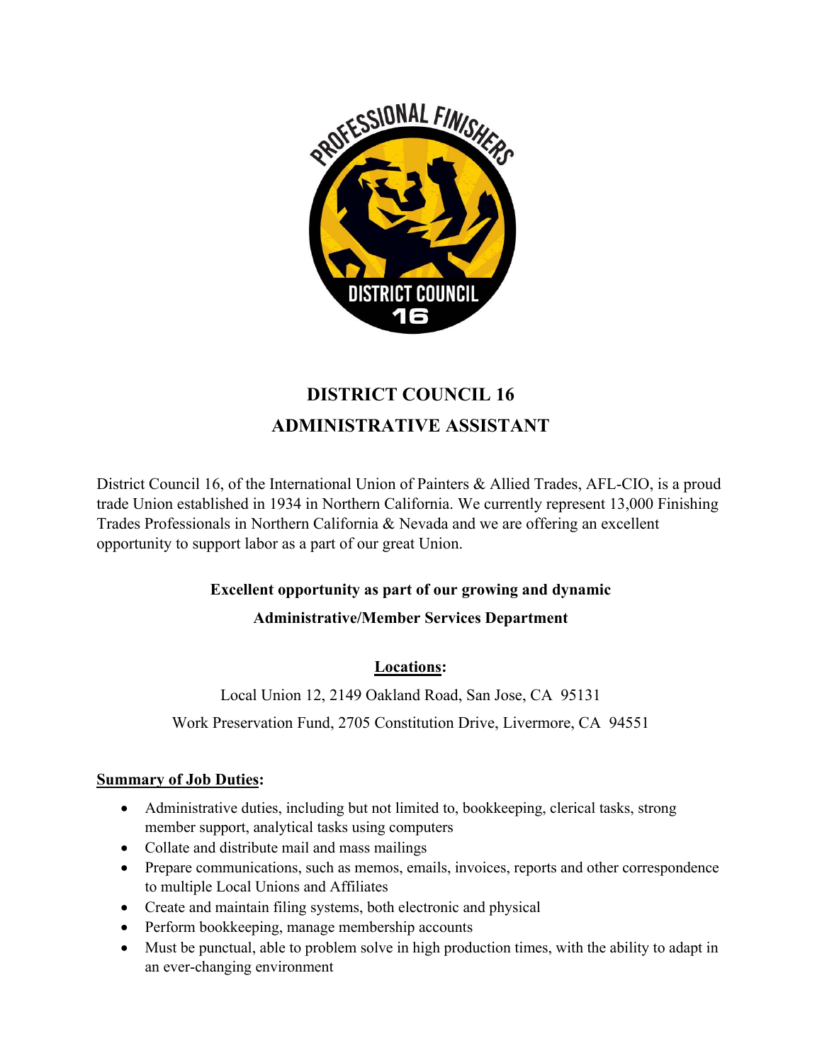# DISTRICT COUNCIL 16

# ADMINISTRATIVE ASSISTANT

District Council 16, of the International Union of Painters & Allied Trades, AFL-CIO, is a proud trade Union established in 1934 in Northern California. We currently represent 13,000 Finishing Trades Professionals in Northern California & Nevada and we are offering an excellent opportunity to support labor as a part of our great Union.

**Excellent opportunity as part of our growing and dynamic**

**Administrative/Member Services Department**

**Locations:**

Local Union 12, 2149 Oakland Road, San Jose, CA 95131

Work Preservation Fund, 2705 Constitution Drive, Livermore, CA 94551

**Summary of Job Duties:**

- Administrative duties, including but not limited to, bookkeeping, clerical tasks, strong member support, analytical tasks using computers
- Collate and distribute mail and mass mailings
- Prepare communications, such as memos, emails, invoices, reports and other correspondence to multiple Local Unions and Affiliates
- Create and maintain filing systems, both electronic and physical
- Perform bookkeeping, manage membership accounts
- Must be punctual, able to problem solve in high production times, with the ability to adapt in an ever-changing environment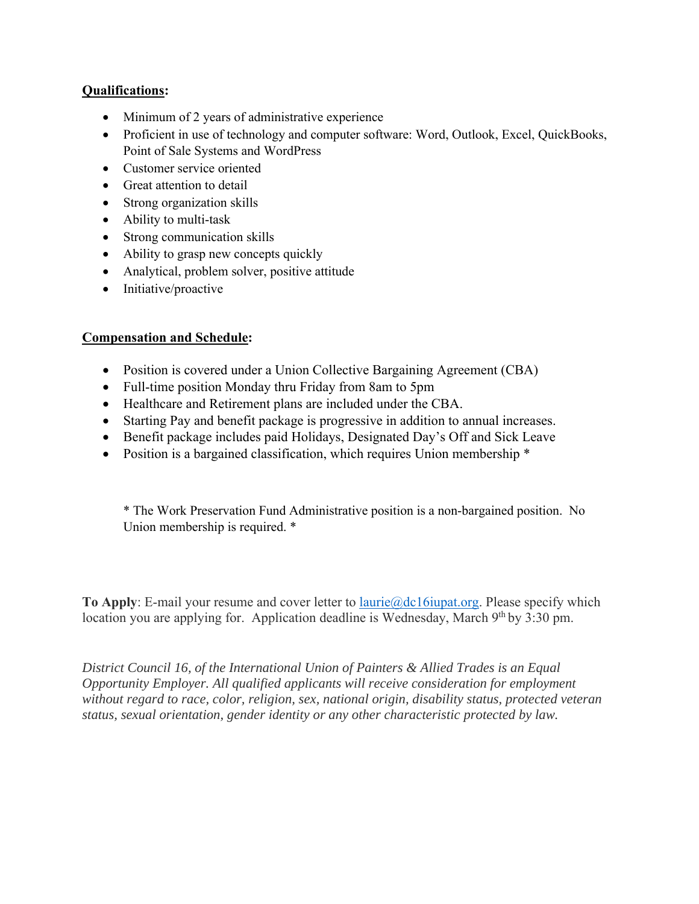**Qualifications**:

- Minimum of 2 years of administrative experience
- Proficient in use of technology and computer software: Word, Outlook, Excel, QuickBooks, Point of Sale Systems and WordPress
- Customer service oriented
- Great attention to detail
- Strong organization skills
- Ability to multi-task
- Strong communication skills
- Ability to grasp new concepts quickly
- Analytical, problem solver, positive attitude
- Initiative/proactive

**Compensation and Schedule**:

- Position is covered under a Union Collective Bargaining Agreement (CBA)
- Full-time position Monday thru Friday from 8am to 5pm
- Healthcare and Retirement plans are included under the CBA.
- Starting Pay and benefit package is progressive in addition to annual increases.
- Benefit package includes paid Holidays, Designated Day's Off and Sick Leave
- Position is a bargained classification, which requires Union membership *

  * The Work Preservation Fund Administrative position is a non-bargained position. No Union membership is required. *

**To Apply**: E-mail your resume and cover letter to laurie@dc16iupat.org. Please specify which location you are applying for. Application deadline is Wednesday, March 9th by 3:30 pm.

*District Council 16, of the International Union of Painters & Allied Trades is an Equal Opportunity Employer. All qualified applicants will receive consideration for employment without regard to race, color, religion, sex, national origin, disability status, protected veteran status, sexual orientation, gender identity or any other characteristic protected by law.*